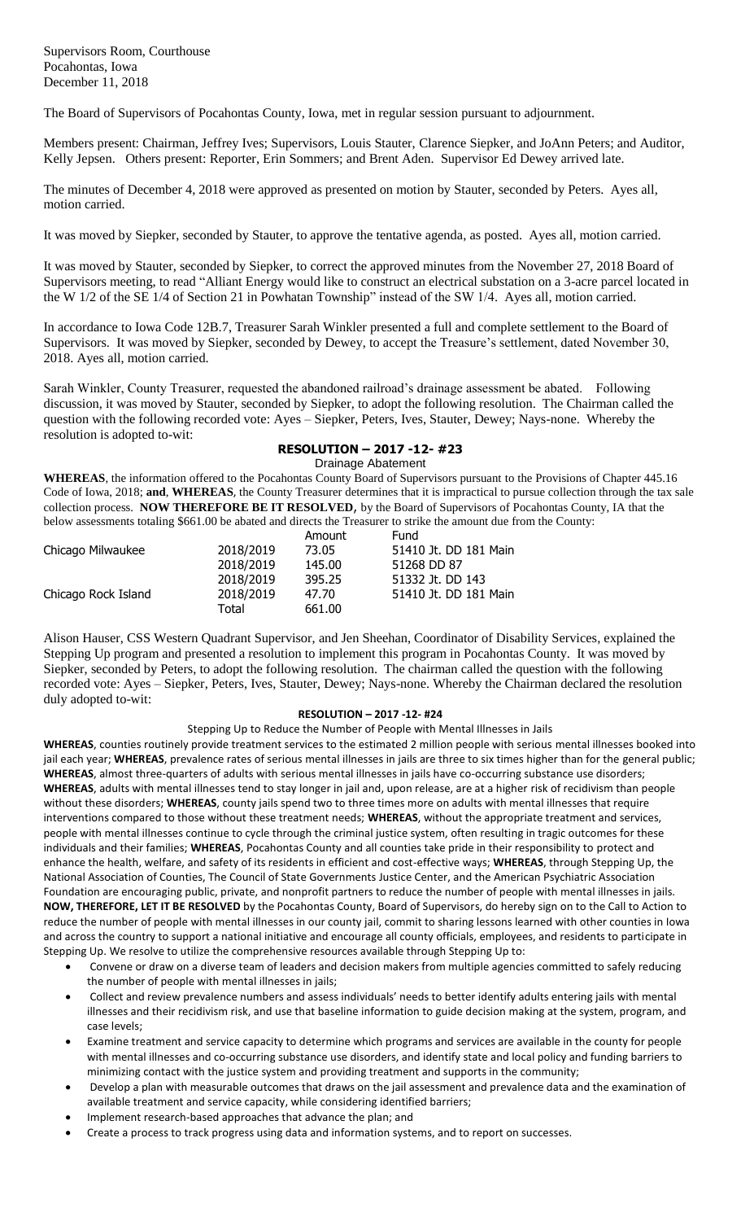Supervisors Room, Courthouse
Pocahontas, Iowa
December 11, 2018

The Board of Supervisors of Pocahontas County, Iowa, met in regular session pursuant to adjournment.

Members present: Chairman, Jeffrey Ives; Supervisors, Louis Stauter, Clarence Siepker, and JoAnn Peters; and Auditor, Kelly Jepsen. Others present: Reporter, Erin Sommers; and Brent Aden. Supervisor Ed Dewey arrived late.

The minutes of December 4, 2018 were approved as presented on motion by Stauter, seconded by Peters. Ayes all, motion carried.

It was moved by Siepker, seconded by Stauter, to approve the tentative agenda, as posted. Ayes all, motion carried.

It was moved by Stauter, seconded by Siepker, to correct the approved minutes from the November 27, 2018 Board of Supervisors meeting, to read "Alliant Energy would like to construct an electrical substation on a 3-acre parcel located in the W 1/2 of the SE 1/4 of Section 21 in Powhatan Township" instead of the SW 1/4. Ayes all, motion carried.

In accordance to Iowa Code 12B.7, Treasurer Sarah Winkler presented a full and complete settlement to the Board of Supervisors. It was moved by Siepker, seconded by Dewey, to accept the Treasure's settlement, dated November 30, 2018. Ayes all, motion carried.

Sarah Winkler, County Treasurer, requested the abandoned railroad's drainage assessment be abated. Following discussion, it was moved by Stauter, seconded by Siepker, to adopt the following resolution. The Chairman called the question with the following recorded vote: Ayes – Siepker, Peters, Ives, Stauter, Dewey; Nays-none. Whereby the resolution is adopted to-wit:

## RESOLUTION – 2017 -12- #23

Drainage Abatement

**WHEREAS**, the information offered to the Pocahontas County Board of Supervisors pursuant to the Provisions of Chapter 445.16 Code of Iowa, 2018; **and**, **WHEREAS**, the County Treasurer determines that it is impractical to pursue collection through the tax sale collection process. **NOW THEREFORE BE IT RESOLVED,** by the Board of Supervisors of Pocahontas County, IA that the below assessments totaling $661.00 be abated and directs the Treasurer to strike the amount due from the County:

| | | Amount | Fund |
|---|---|---|---|
| Chicago Milwaukee | 2018/2019 | 73.05 | 51410 Jt. DD 181 Main |
| | 2018/2019 | 145.00 | 51268 DD 87 |
| | 2018/2019 | 395.25 | 51332 Jt. DD 143 |
| Chicago Rock Island | 2018/2019 | 47.70 | 51410 Jt. DD 181 Main |
| | Total | 661.00 | |

Alison Hauser, CSS Western Quadrant Supervisor, and Jen Sheehan, Coordinator of Disability Services, explained the Stepping Up program and presented a resolution to implement this program in Pocahontas County. It was moved by Siepker, seconded by Peters, to adopt the following resolution. The chairman called the question with the following recorded vote: Ayes – Siepker, Peters, Ives, Stauter, Dewey; Nays-none. Whereby the Chairman declared the resolution duly adopted to-wit:

## RESOLUTION – 2017 -12- #24

Stepping Up to Reduce the Number of People with Mental Illnesses in Jails

**WHEREAS**, counties routinely provide treatment services to the estimated 2 million people with serious mental illnesses booked into jail each year; **WHEREAS**, prevalence rates of serious mental illnesses in jails are three to six times higher than for the general public; **WHEREAS**, almost three-quarters of adults with serious mental illnesses in jails have co-occurring substance use disorders; **WHEREAS**, adults with mental illnesses tend to stay longer in jail and, upon release, are at a higher risk of recidivism than people without these disorders; **WHEREAS**, county jails spend two to three times more on adults with mental illnesses that require interventions compared to those without these treatment needs; **WHEREAS**, without the appropriate treatment and services, people with mental illnesses continue to cycle through the criminal justice system, often resulting in tragic outcomes for these individuals and their families; **WHEREAS**, Pocahontas County and all counties take pride in their responsibility to protect and enhance the health, welfare, and safety of its residents in efficient and cost-effective ways; **WHEREAS**, through Stepping Up, the National Association of Counties, The Council of State Governments Justice Center, and the American Psychiatric Association Foundation are encouraging public, private, and nonprofit partners to reduce the number of people with mental illnesses in jails. **NOW, THEREFORE, LET IT BE RESOLVED** by the Pocahontas County, Board of Supervisors, do hereby sign on to the Call to Action to reduce the number of people with mental illnesses in our county jail, commit to sharing lessons learned with other counties in Iowa and across the country to support a national initiative and encourage all county officials, employees, and residents to participate in Stepping Up. We resolve to utilize the comprehensive resources available through Stepping Up to:

- Convene or draw on a diverse team of leaders and decision makers from multiple agencies committed to safely reducing the number of people with mental illnesses in jails;
- Collect and review prevalence numbers and assess individuals' needs to better identify adults entering jails with mental illnesses and their recidivism risk, and use that baseline information to guide decision making at the system, program, and case levels;
- Examine treatment and service capacity to determine which programs and services are available in the county for people with mental illnesses and co-occurring substance use disorders, and identify state and local policy and funding barriers to minimizing contact with the justice system and providing treatment and supports in the community;
- Develop a plan with measurable outcomes that draws on the jail assessment and prevalence data and the examination of available treatment and service capacity, while considering identified barriers;
- Implement research-based approaches that advance the plan; and
- Create a process to track progress using data and information systems, and to report on successes.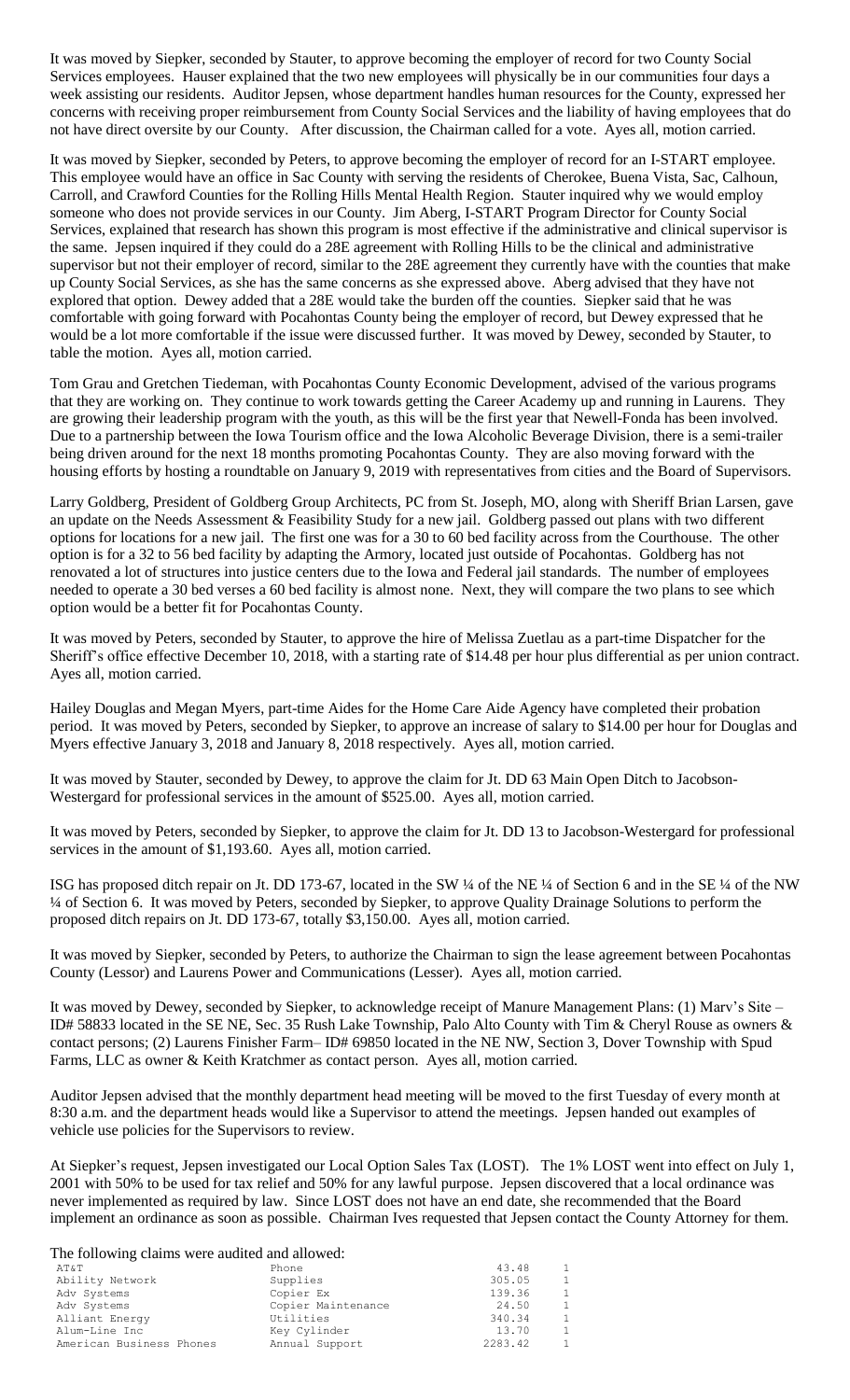It was moved by Siepker, seconded by Stauter, to approve becoming the employer of record for two County Social Services employees. Hauser explained that the two new employees will physically be in our communities four days a week assisting our residents. Auditor Jepsen, whose department handles human resources for the County, expressed her concerns with receiving proper reimbursement from County Social Services and the liability of having employees that do not have direct oversite by our County. After discussion, the Chairman called for a vote. Ayes all, motion carried.

It was moved by Siepker, seconded by Peters, to approve becoming the employer of record for an I-START employee. This employee would have an office in Sac County with serving the residents of Cherokee, Buena Vista, Sac, Calhoun, Carroll, and Crawford Counties for the Rolling Hills Mental Health Region. Stauter inquired why we would employ someone who does not provide services in our County. Jim Aberg, I-START Program Director for County Social Services, explained that research has shown this program is most effective if the administrative and clinical supervisor is the same. Jepsen inquired if they could do a 28E agreement with Rolling Hills to be the clinical and administrative supervisor but not their employer of record, similar to the 28E agreement they currently have with the counties that make up County Social Services, as she has the same concerns as she expressed above. Aberg advised that they have not explored that option. Dewey added that a 28E would take the burden off the counties. Siepker said that he was comfortable with going forward with Pocahontas County being the employer of record, but Dewey expressed that he would be a lot more comfortable if the issue were discussed further. It was moved by Dewey, seconded by Stauter, to table the motion. Ayes all, motion carried.

Tom Grau and Gretchen Tiedeman, with Pocahontas County Economic Development, advised of the various programs that they are working on. They continue to work towards getting the Career Academy up and running in Laurens. They are growing their leadership program with the youth, as this will be the first year that Newell-Fonda has been involved. Due to a partnership between the Iowa Tourism office and the Iowa Alcoholic Beverage Division, there is a semi-trailer being driven around for the next 18 months promoting Pocahontas County. They are also moving forward with the housing efforts by hosting a roundtable on January 9, 2019 with representatives from cities and the Board of Supervisors.

Larry Goldberg, President of Goldberg Group Architects, PC from St. Joseph, MO, along with Sheriff Brian Larsen, gave an update on the Needs Assessment & Feasibility Study for a new jail. Goldberg passed out plans with two different options for locations for a new jail. The first one was for a 30 to 60 bed facility across from the Courthouse. The other option is for a 32 to 56 bed facility by adapting the Armory, located just outside of Pocahontas. Goldberg has not renovated a lot of structures into justice centers due to the Iowa and Federal jail standards. The number of employees needed to operate a 30 bed verses a 60 bed facility is almost none. Next, they will compare the two plans to see which option would be a better fit for Pocahontas County.

It was moved by Peters, seconded by Stauter, to approve the hire of Melissa Zuetlau as a part-time Dispatcher for the Sheriff's office effective December 10, 2018, with a starting rate of $14.48 per hour plus differential as per union contract. Ayes all, motion carried.

Hailey Douglas and Megan Myers, part-time Aides for the Home Care Aide Agency have completed their probation period. It was moved by Peters, seconded by Siepker, to approve an increase of salary to $14.00 per hour for Douglas and Myers effective January 3, 2018 and January 8, 2018 respectively. Ayes all, motion carried.

It was moved by Stauter, seconded by Dewey, to approve the claim for Jt. DD 63 Main Open Ditch to Jacobson-Westergard for professional services in the amount of $525.00. Ayes all, motion carried.

It was moved by Peters, seconded by Siepker, to approve the claim for Jt. DD 13 to Jacobson-Westergard for professional services in the amount of $1,193.60. Ayes all, motion carried.

ISG has proposed ditch repair on Jt. DD 173-67, located in the SW ¼ of the NE ¼ of Section 6 and in the SE ¼ of the NW ¼ of Section 6. It was moved by Peters, seconded by Siepker, to approve Quality Drainage Solutions to perform the proposed ditch repairs on Jt. DD 173-67, totally $3,150.00. Ayes all, motion carried.

It was moved by Siepker, seconded by Peters, to authorize the Chairman to sign the lease agreement between Pocahontas County (Lessor) and Laurens Power and Communications (Lesser). Ayes all, motion carried.

It was moved by Dewey, seconded by Siepker, to acknowledge receipt of Manure Management Plans: (1) Marv's Site – ID# 58833 located in the SE NE, Sec. 35 Rush Lake Township, Palo Alto County with Tim & Cheryl Rouse as owners & contact persons; (2) Laurens Finisher Farm– ID# 69850 located in the NE NW, Section 3, Dover Township with Spud Farms, LLC as owner & Keith Kratchmer as contact person. Ayes all, motion carried.

Auditor Jepsen advised that the monthly department head meeting will be moved to the first Tuesday of every month at 8:30 a.m. and the department heads would like a Supervisor to attend the meetings. Jepsen handed out examples of vehicle use policies for the Supervisors to review.

At Siepker's request, Jepsen investigated our Local Option Sales Tax (LOST). The 1% LOST went into effect on July 1, 2001 with 50% to be used for tax relief and 50% for any lawful purpose. Jepsen discovered that a local ordinance was never implemented as required by law. Since LOST does not have an end date, she recommended that the Board implement an ordinance as soon as possible. Chairman Ives requested that Jepsen contact the County Attorney for them.

The following claims were audited and allowed:

| | | | |
|---|---|---|---|
| AT&T | Phone | 43.48 | 1 |
| Ability Network | Supplies | 305.05 | 1 |
| Adv Systems | Copier Ex | 139.36 | 1 |
| Adv Systems | Copier Maintenance | 24.50 | 1 |
| Alliant Energy | Utilities | 340.34 | 1 |
| Alum-Line Inc | Key Cylinder | 13.70 | 1 |
| American Business Phones | Annual Support | 2283.42 | 1 |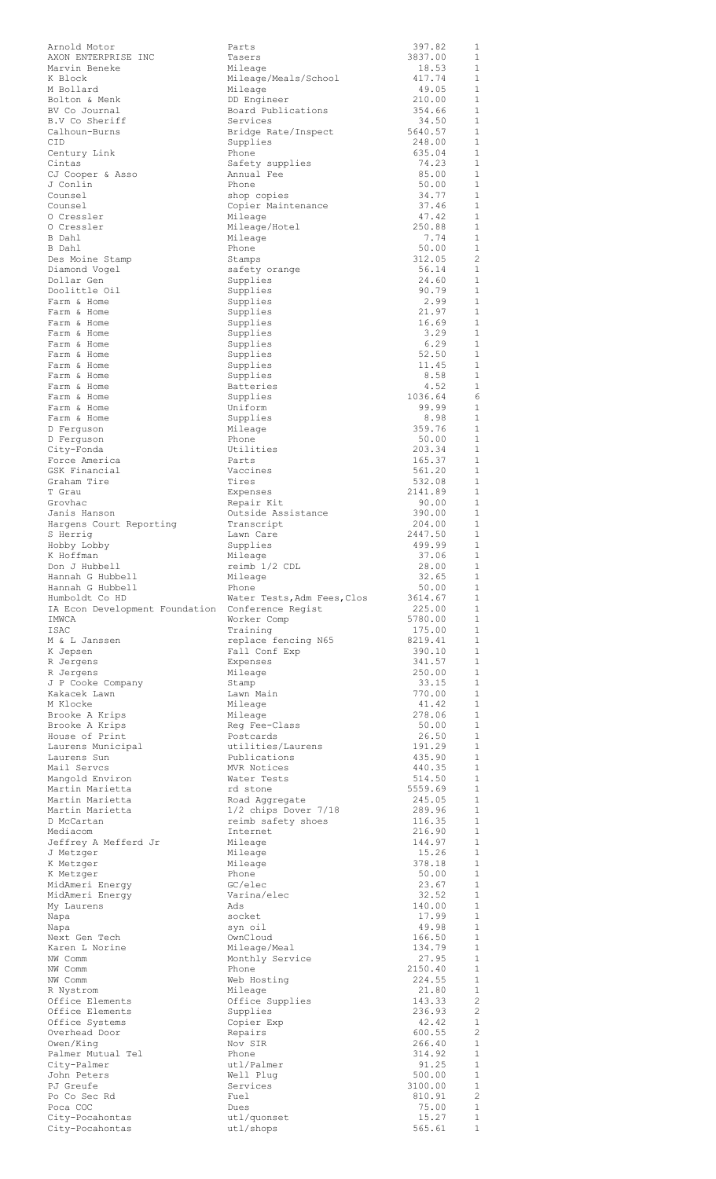| | | | |
|---|---|---|---|
| Arnold Motor | Parts | 397.82 | 1 |
| AXON ENTERPRISE INC | Tasers | 3837.00 | 1 |
| Marvin Beneke | Mileage | 18.53 | 1 |
| K Block | Mileage/Meals/School | 417.74 | 1 |
| M Bollard | Mileage | 49.05 | 1 |
| Bolton & Menk | DD Engineer | 210.00 | 1 |
| BV Co Journal | Board Publications | 354.66 | 1 |
| B.V Co Sheriff | Services | 34.50 | 1 |
| Calhoun-Burns | Bridge Rate/Inspect | 5640.57 | 1 |
| CID | Supplies | 248.00 | 1 |
| Century Link | Phone | 635.04 | 1 |
| Cintas | Safety supplies | 74.23 | 1 |
| CJ Cooper & Asso | Annual Fee | 85.00 | 1 |
| J Conlin | Phone | 50.00 | 1 |
| Counsel | shop copies | 34.77 | 1 |
| Counsel | Copier Maintenance | 37.46 | 1 |
| O Cressler | Mileage | 47.42 | 1 |
| O Cressler | Mileage/Hotel | 250.88 | 1 |
| B Dahl | Mileage | 7.74 | 1 |
| B Dahl | Phone | 50.00 | 1 |
| Des Moine Stamp | Stamps | 312.05 | 2 |
| Diamond Vogel | safety orange | 56.14 | 1 |
| Dollar Gen | Supplies | 24.60 | 1 |
| Doolittle Oil | Supplies | 90.79 | 1 |
| Farm & Home | Supplies | 2.99 | 1 |
| Farm & Home | Supplies | 21.97 | 1 |
| Farm & Home | Supplies | 16.69 | 1 |
| Farm & Home | Supplies | 3.29 | 1 |
| Farm & Home | Supplies | 6.29 | 1 |
| Farm & Home | Supplies | 52.50 | 1 |
| Farm & Home | Supplies | 11.45 | 1 |
| Farm & Home | Supplies | 8.58 | 1 |
| Farm & Home | Batteries | 4.52 | 1 |
| Farm & Home | Supplies | 1036.64 | 6 |
| Farm & Home | Uniform | 99.99 | 1 |
| Farm & Home | Supplies | 8.98 | 1 |
| D Ferguson | Mileage | 359.76 | 1 |
| D Ferguson | Phone | 50.00 | 1 |
| City-Fonda | Utilities | 203.34 | 1 |
| Force America | Parts | 165.37 | 1 |
| GSK Financial | Vaccines | 561.20 | 1 |
| Graham Tire | Tires | 532.08 | 1 |
| T Grau | Expenses | 2141.89 | 1 |
| Grovhac | Repair Kit | 90.00 | 1 |
| Janis Hanson | Outside Assistance | 390.00 | 1 |
| Hargens Court Reporting | Transcript | 204.00 | 1 |
| S Herrig | Lawn Care | 2447.50 | 1 |
| Hobby Lobby | Supplies | 499.99 | 1 |
| K Hoffman | Mileage | 37.06 | 1 |
| Don J Hubbell | reimb 1/2 CDL | 28.00 | 1 |
| Hannah G Hubbell | Mileage | 32.65 | 1 |
| Hannah G Hubbell | Phone | 50.00 | 1 |
| Humboldt Co HD | Water Tests,Adm Fees,Clos | 3614.67 | 1 |
| IA Econ Development Foundation | Conference Regist | 225.00 | 1 |
| IMWCA | Worker Comp | 5780.00 | 1 |
| ISAC | Training | 175.00 | 1 |
| M & L Janssen | replace fencing N65 | 8219.41 | 1 |
| K Jepsen | Fall Conf Exp | 390.10 | 1 |
| R Jergens | Expenses | 341.57 | 1 |
| R Jergens | Mileage | 250.00 | 1 |
| J P Cooke Company | Stamp | 33.15 | 1 |
| Kakacek Lawn | Lawn Main | 770.00 | 1 |
| M Klocke | Mileage | 41.42 | 1 |
| Brooke A Krips | Mileage | 278.06 | 1 |
| Brooke A Krips | Reg Fee-Class | 50.00 | 1 |
| House of Print | Postcards | 26.50 | 1 |
| Laurens Municipal | utilities/Laurens | 191.29 | 1 |
| Laurens Sun | Publications | 435.90 | 1 |
| Mail Servcs | MVR Notices | 440.35 | 1 |
| Mangold Environ | Water Tests | 514.50 | 1 |
| Martin Marietta | rd stone | 5559.69 | 1 |
| Martin Marietta | Road Aggregate | 245.05 | 1 |
| Martin Marietta | 1/2 chips Dover 7/18 | 289.96 | 1 |
| D McCartan | reimb safety shoes | 116.35 | 1 |
| Mediacom | Internet | 216.90 | 1 |
| Jeffrey A Mefferd Jr | Mileage | 144.97 | 1 |
| J Metzger | Mileage | 15.26 | 1 |
| K Metzger | Mileage | 378.18 | 1 |
| K Metzger | Phone | 50.00 | 1 |
| MidAmeri Energy | GC/elec | 23.67 | 1 |
| MidAmeri Energy | Varina/elec | 32.52 | 1 |
| My Laurens | Ads | 140.00 | 1 |
| Napa | socket | 17.99 | 1 |
| Napa | syn oil | 49.98 | 1 |
| Next Gen Tech | OwnCloud | 166.50 | 1 |
| Karen L Norine | Mileage/Meal | 134.79 | 1 |
| NW Comm | Monthly Service | 27.95 | 1 |
| NW Comm | Phone | 2150.40 | 1 |
| NW Comm | Web Hosting | 224.55 | 1 |
| R Nystrom | Mileage | 21.80 | 1 |
| Office Elements | Office Supplies | 143.33 | 2 |
| Office Elements | Supplies | 236.93 | 2 |
| Office Systems | Copier Exp | 42.42 | 1 |
| Overhead Door | Repairs | 600.55 | 2 |
| Owen/King | Nov SIR | 266.40 | 1 |
| Palmer Mutual Tel | Phone | 314.92 | 1 |
| City-Palmer | utl/Palmer | 91.25 | 1 |
| John Peters | Well Plug | 500.00 | 1 |
| PJ Greufe | Services | 3100.00 | 1 |
| Po Co Sec Rd | Fuel | 810.91 | 2 |
| Poca COC | Dues | 75.00 | 1 |
| City-Pocahontas | utl/quonset | 15.27 | 1 |
| City-Pocahontas | utl/shops | 565.61 | 1 |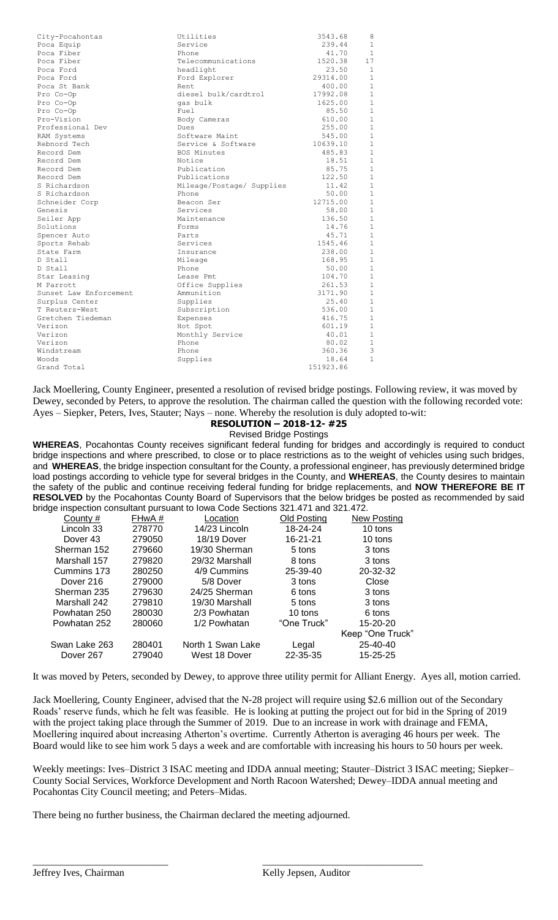| | | | |
|---|---|---|---|
| City-Pocahontas | Utilities | 3543.68 | 8 |
| Poca Equip | Service | 239.44 | 1 |
| Poca Fiber | Phone | 41.70 | 1 |
| Poca Fiber | Telecommunications | 1520.38 | 17 |
| Poca Ford | headlight | 23.50 | 1 |
| Poca Ford | Ford Explorer | 29314.00 | 1 |
| Poca St Bank | Rent | 400.00 | 1 |
| Pro Co-Op | diesel bulk/cardtrol | 17992.08 | 1 |
| Pro Co-Op | gas bulk | 1625.00 | 1 |
| Pro Co-Op | Fuel | 85.50 | 1 |
| Pro-Vision | Body Cameras | 610.00 | 1 |
| Professional Dev | Dues | 255.00 | 1 |
| RAM Systems | Software Maint | 545.00 | 1 |
| Rebnord Tech | Service & Software | 10639.10 | 1 |
| Record Dem | BOS Minutes | 485.83 | 1 |
| Record Dem | Notice | 18.51 | 1 |
| Record Dem | Publication | 85.75 | 1 |
| Record Dem | Publications | 122.50 | 1 |
| S Richardson | Mileage/Postage/ Supplies | 11.42 | 1 |
| S Richardson | Phone | 50.00 | 1 |
| Schneider Corp | Beacon Ser | 12715.00 | 1 |
| Genesis | Services | 58.00 | 1 |
| Seiler App | Maintenance | 136.50 | 1 |
| Solutions | Forms | 14.76 | 1 |
| Spencer Auto | Parts | 45.71 | 1 |
| Sports Rehab | Services | 1545.46 | 1 |
| State Farm | Insurance | 238.00 | 1 |
| D Stall | Mileage | 168.95 | 1 |
| D Stall | Phone | 50.00 | 1 |
| Star Leasing | Lease Pmt | 104.70 | 1 |
| M Parrott | Office Supplies | 261.53 | 1 |
| Sunset Law Enforcement | Ammunition | 3171.90 | 1 |
| Surplus Center | Supplies | 25.40 | 1 |
| T Reuters-West | Subscription | 536.00 | 1 |
| Gretchen Tiedeman | Expenses | 416.75 | 1 |
| Verizon | Hot Spot | 601.19 | 1 |
| Verizon | Monthly Service | 40.01 | 1 |
| Verizon | Phone | 80.02 | 1 |
| Windstream | Phone | 360.36 | 3 |
| Woods | Supplies | 18.64 | 1 |
| Grand Total | | 151923.86 | |

Jack Moellering, County Engineer, presented a resolution of revised bridge postings. Following review, it was moved by Dewey, seconded by Peters, to approve the resolution. The chairman called the question with the following recorded vote: Ayes – Siepker, Peters, Ives, Stauter; Nays – none. Whereby the resolution is duly adopted to-wit:

**RESOLUTION – 2018-12- #25**

Revised Bridge Postings

**WHEREAS**, Pocahontas County receives significant federal funding for bridges and accordingly is required to conduct bridge inspections and where prescribed, to close or to place restrictions as to the weight of vehicles using such bridges, and **WHEREAS**, the bridge inspection consultant for the County, a professional engineer, has previously determined bridge load postings according to vehicle type for several bridges in the County, and **WHEREAS**, the County desires to maintain the safety of the public and continue receiving federal funding for bridge replacements, and **NOW THEREFORE BE IT RESOLVED** by the Pocahontas County Board of Supervisors that the below bridges be posted as recommended by said bridge inspection consultant pursuant to Iowa Code Sections 321.471 and 321.472.

| County # | FHwA # | Location | Old Posting | New Posting |
|---|---|---|---|---|
| Lincoln 33 | 278770 | 14/23 Lincoln | 18-24-24 | 10 tons |
| Dover 43 | 279050 | 18/19 Dover | 16-21-21 | 10 tons |
| Sherman 152 | 279660 | 19/30 Sherman | 5 tons | 3 tons |
| Marshall 157 | 279820 | 29/32 Marshall | 8 tons | 3 tons |
| Cummins 173 | 280250 | 4/9 Cummins | 25-39-40 | 20-32-32 |
| Dover 216 | 279000 | 5/8 Dover | 3 tons | Close |
| Sherman 235 | 279630 | 24/25 Sherman | 6 tons | 3 tons |
| Marshall 242 | 279810 | 19/30 Marshall | 5 tons | 3 tons |
| Powhatan 250 | 280030 | 2/3 Powhatan | 10 tons | 6 tons |
| Powhatan 252 | 280060 | 1/2 Powhatan | "One Truck" | 15-20-20 Keep "One Truck" |
| Swan Lake 263 | 280401 | North 1 Swan Lake | Legal | 25-40-40 |
| Dover 267 | 279040 | West 18 Dover | 22-35-35 | 15-25-25 |

It was moved by Peters, seconded by Dewey, to approve three utility permit for Alliant Energy. Ayes all, motion carried.

Jack Moellering, County Engineer, advised that the N-28 project will require using $2.6 million out of the Secondary Roads' reserve funds, which he felt was feasible. He is looking at putting the project out for bid in the Spring of 2019 with the project taking place through the Summer of 2019. Due to an increase in work with drainage and FEMA, Moellering inquired about increasing Atherton's overtime. Currently Atherton is averaging 46 hours per week. The Board would like to see him work 5 days a week and are comfortable with increasing his hours to 50 hours per week.

Weekly meetings: Ives–District 3 ISAC meeting and IDDA annual meeting; Stauter–District 3 ISAC meeting; Siepker–County Social Services, Workforce Development and North Racoon Watershed; Dewey–IDDA annual meeting and Pocahontas City Council meeting; and Peters–Midas.

There being no further business, the Chairman declared the meeting adjourned.

\_\_\_\_\_\_\_\_\_\_\_\_\_\_\_\_\_\_\_\_\_\_\_\_\_\_\_ \_\_\_\_\_\_\_\_\_\_\_\_\_\_\_\_\_\_\_\_\_\_\_\_\_\_\_\_\_\_\_\_

Jeffrey Ives, Chairman Kelly Jepsen, Auditor